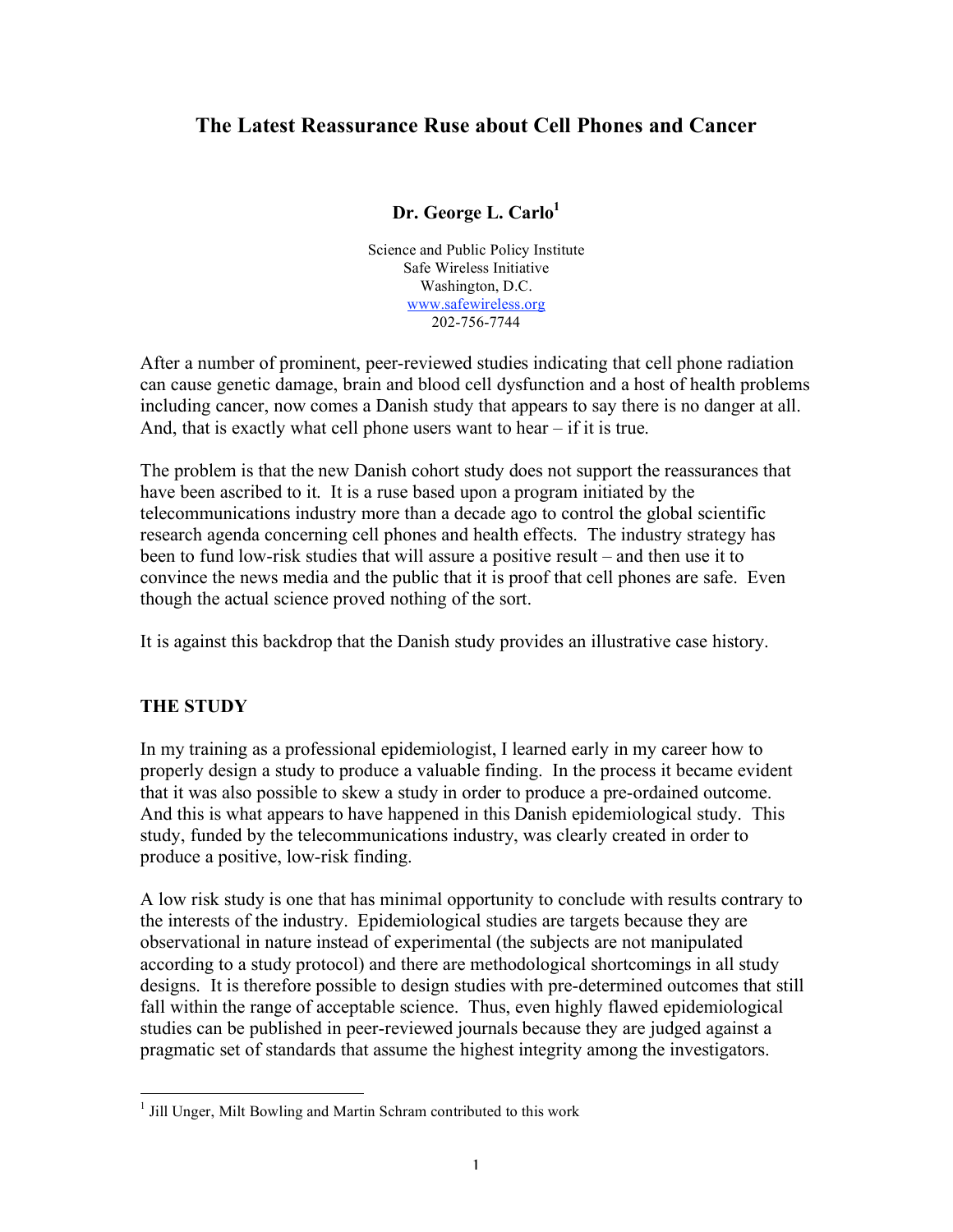# The Latest Reassurance Ruse about Cell Phones and Cancer

**Dr. George L. Carlo**[1]

Science and Public Policy Institute
Safe Wireless Initiative
Washington, D.C.
www.safewireless.org
202-756-7744

After a number of prominent, peer-reviewed studies indicating that cell phone radiation can cause genetic damage, brain and blood cell dysfunction and a host of health problems including cancer, now comes a Danish study that appears to say there is no danger at all. And, that is exactly what cell phone users want to hear – if it is true.

The problem is that the new Danish cohort study does not support the reassurances that have been ascribed to it. It is a ruse based upon a program initiated by the telecommunications industry more than a decade ago to control the global scientific research agenda concerning cell phones and health effects. The industry strategy has been to fund low-risk studies that will assure a positive result – and then use it to convince the news media and the public that it is proof that cell phones are safe. Even though the actual science proved nothing of the sort.

It is against this backdrop that the Danish study provides an illustrative case history.

## THE STUDY

In my training as a professional epidemiologist, I learned early in my career how to properly design a study to produce a valuable finding. In the process it became evident that it was also possible to skew a study in order to produce a pre-ordained outcome. And this is what appears to have happened in this Danish epidemiological study. This study, funded by the telecommunications industry, was clearly created in order to produce a positive, low-risk finding.

A low risk study is one that has minimal opportunity to conclude with results contrary to the interests of the industry. Epidemiological studies are targets because they are observational in nature instead of experimental (the subjects are not manipulated according to a study protocol) and there are methodological shortcomings in all study designs. It is therefore possible to design studies with pre-determined outcomes that still fall within the range of acceptable science. Thus, even highly flawed epidemiological studies can be published in peer-reviewed journals because they are judged against a pragmatic set of standards that assume the highest integrity among the investigators.

[1] Jill Unger, Milt Bowling and Martin Schram contributed to this work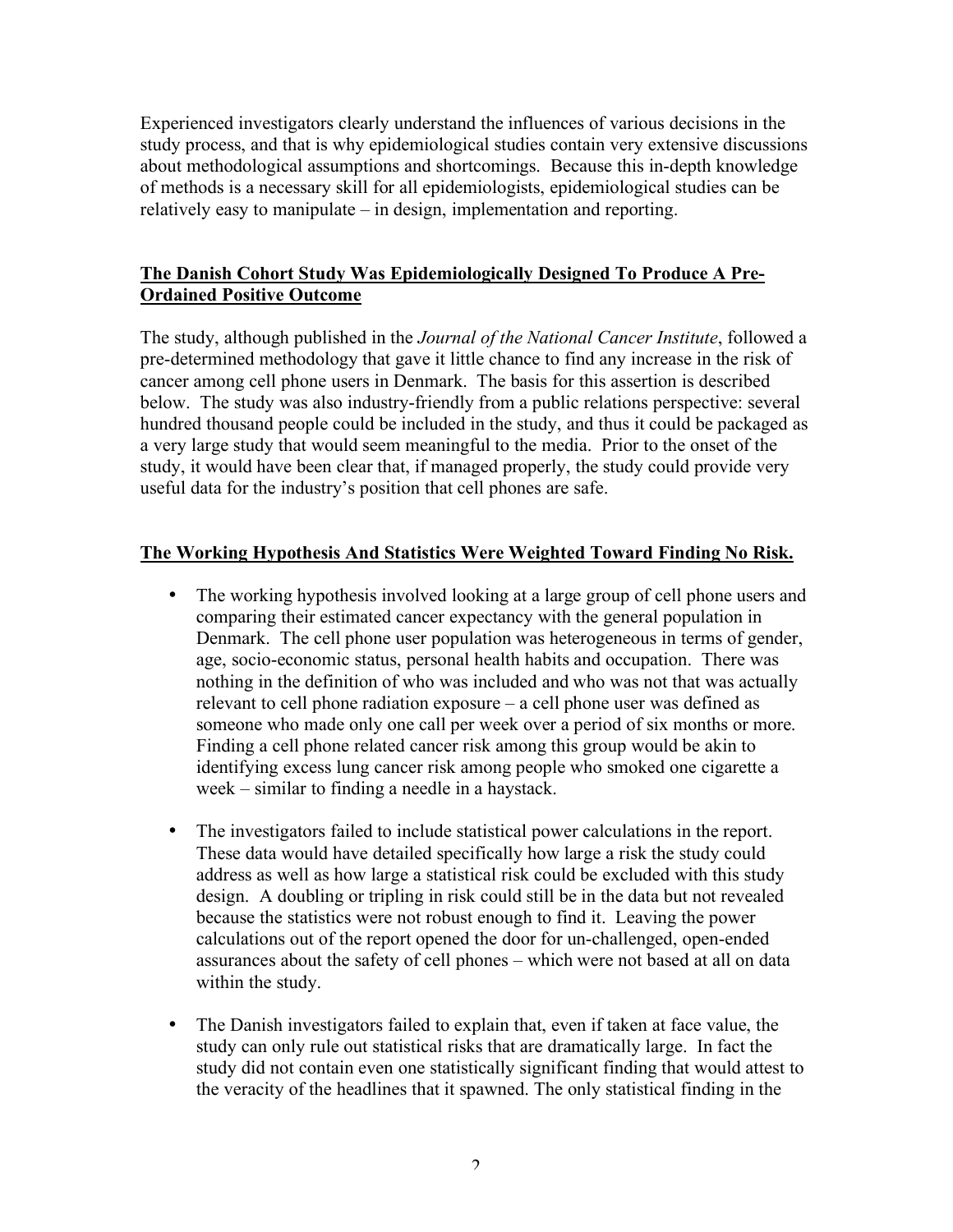Experienced investigators clearly understand the influences of various decisions in the study process, and that is why epidemiological studies contain very extensive discussions about methodological assumptions and shortcomings. Because this in-depth knowledge of methods is a necessary skill for all epidemiologists, epidemiological studies can be relatively easy to manipulate – in design, implementation and reporting.

**The Danish Cohort Study Was Epidemiologically Designed To Produce A Pre-Ordained Positive Outcome**

The study, although published in the *Journal of the National Cancer Institute*, followed a pre-determined methodology that gave it little chance to find any increase in the risk of cancer among cell phone users in Denmark. The basis for this assertion is described below. The study was also industry-friendly from a public relations perspective: several hundred thousand people could be included in the study, and thus it could be packaged as a very large study that would seem meaningful to the media. Prior to the onset of the study, it would have been clear that, if managed properly, the study could provide very useful data for the industry's position that cell phones are safe.

**The Working Hypothesis And Statistics Were Weighted Toward Finding No Risk.**

- The working hypothesis involved looking at a large group of cell phone users and comparing their estimated cancer expectancy with the general population in Denmark. The cell phone user population was heterogeneous in terms of gender, age, socio-economic status, personal health habits and occupation. There was nothing in the definition of who was included and who was not that was actually relevant to cell phone radiation exposure – a cell phone user was defined as someone who made only one call per week over a period of six months or more. Finding a cell phone related cancer risk among this group would be akin to identifying excess lung cancer risk among people who smoked one cigarette a week – similar to finding a needle in a haystack.

- The investigators failed to include statistical power calculations in the report. These data would have detailed specifically how large a risk the study could address as well as how large a statistical risk could be excluded with this study design. A doubling or tripling in risk could still be in the data but not revealed because the statistics were not robust enough to find it. Leaving the power calculations out of the report opened the door for un-challenged, open-ended assurances about the safety of cell phones – which were not based at all on data within the study.

- The Danish investigators failed to explain that, even if taken at face value, the study can only rule out statistical risks that are dramatically large. In fact the study did not contain even one statistically significant finding that would attest to the veracity of the headlines that it spawned. The only statistical finding in the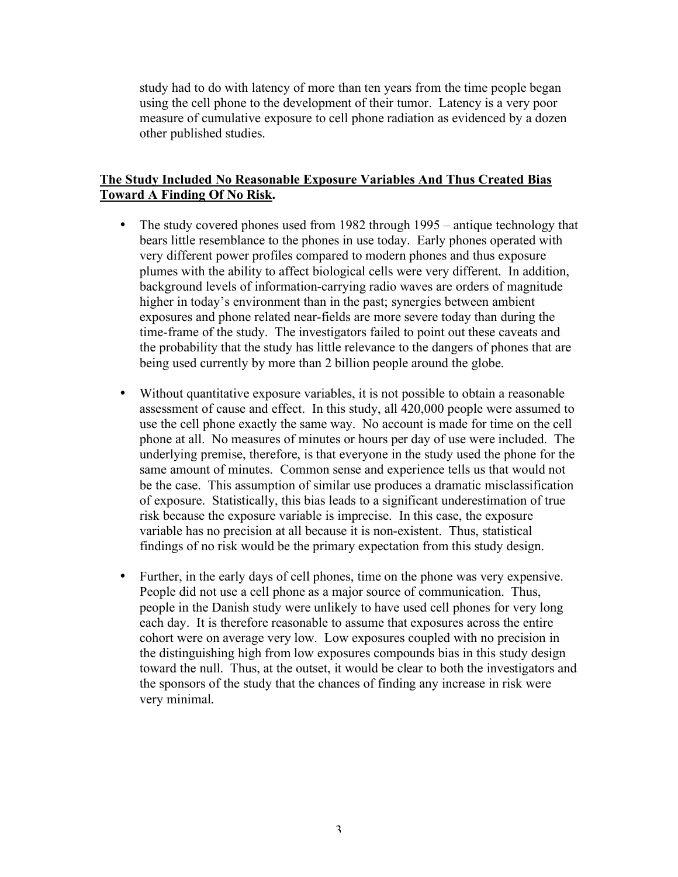study had to do with latency of more than ten years from the time people began using the cell phone to the development of their tumor. Latency is a very poor measure of cumulative exposure to cell phone radiation as evidenced by a dozen other published studies.

**The Study Included No Reasonable Exposure Variables And Thus Created Bias Toward A Finding Of No Risk.**

- The study covered phones used from 1982 through 1995 – antique technology that bears little resemblance to the phones in use today. Early phones operated with very different power profiles compared to modern phones and thus exposure plumes with the ability to affect biological cells were very different. In addition, background levels of information-carrying radio waves are orders of magnitude higher in today's environment than in the past; synergies between ambient exposures and phone related near-fields are more severe today than during the time-frame of the study. The investigators failed to point out these caveats and the probability that the study has little relevance to the dangers of phones that are being used currently by more than 2 billion people around the globe.

- Without quantitative exposure variables, it is not possible to obtain a reasonable assessment of cause and effect. In this study, all 420,000 people were assumed to use the cell phone exactly the same way. No account is made for time on the cell phone at all. No measures of minutes or hours per day of use were included. The underlying premise, therefore, is that everyone in the study used the phone for the same amount of minutes. Common sense and experience tells us that would not be the case. This assumption of similar use produces a dramatic misclassification of exposure. Statistically, this bias leads to a significant underestimation of true risk because the exposure variable is imprecise. In this case, the exposure variable has no precision at all because it is non-existent. Thus, statistical findings of no risk would be the primary expectation from this study design.

- Further, in the early days of cell phones, time on the phone was very expensive. People did not use a cell phone as a major source of communication. Thus, people in the Danish study were unlikely to have used cell phones for very long each day. It is therefore reasonable to assume that exposures across the entire cohort were on average very low. Low exposures coupled with no precision in the distinguishing high from low exposures compounds bias in this study design toward the null. Thus, at the outset, it would be clear to both the investigators and the sponsors of the study that the chances of finding any increase in risk were very minimal.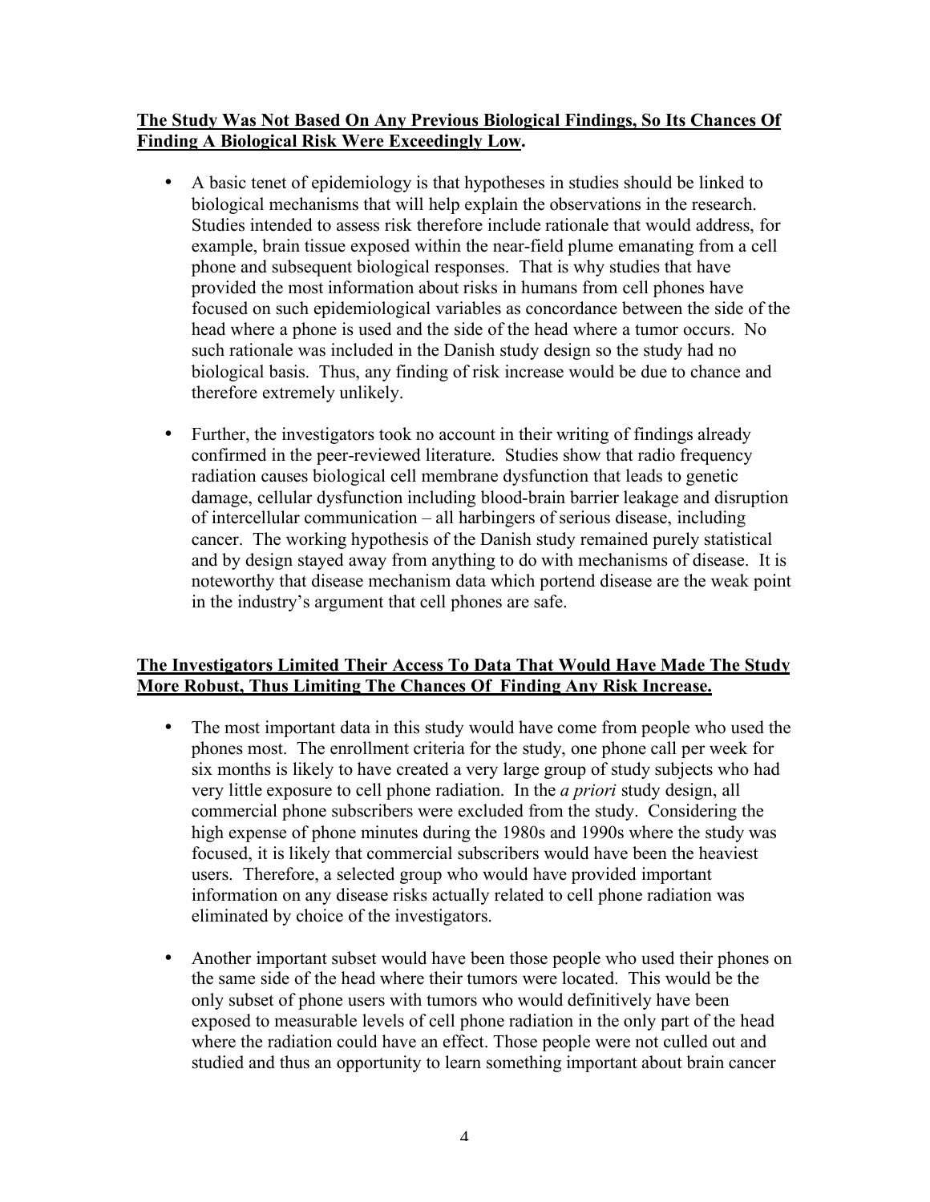**<u>The Study Was Not Based On Any Previous Biological Findings, So Its Chances Of Finding A Biological Risk Were Exceedingly Low</u>.**

- A basic tenet of epidemiology is that hypotheses in studies should be linked to biological mechanisms that will help explain the observations in the research. Studies intended to assess risk therefore include rationale that would address, for example, brain tissue exposed within the near-field plume emanating from a cell phone and subsequent biological responses. That is why studies that have provided the most information about risks in humans from cell phones have focused on such epidemiological variables as concordance between the side of the head where a phone is used and the side of the head where a tumor occurs. No such rationale was included in the Danish study design so the study had no biological basis. Thus, any finding of risk increase would be due to chance and therefore extremely unlikely.

- Further, the investigators took no account in their writing of findings already confirmed in the peer-reviewed literature. Studies show that radio frequency radiation causes biological cell membrane dysfunction that leads to genetic damage, cellular dysfunction including blood-brain barrier leakage and disruption of intercellular communication – all harbingers of serious disease, including cancer. The working hypothesis of the Danish study remained purely statistical and by design stayed away from anything to do with mechanisms of disease. It is noteworthy that disease mechanism data which portend disease are the weak point in the industry's argument that cell phones are safe.

**<u>The Investigators Limited Their Access To Data That Would Have Made The Study More Robust, Thus Limiting The Chances Of Finding Any Risk Increase.</u>**

- The most important data in this study would have come from people who used the phones most. The enrollment criteria for the study, one phone call per week for six months is likely to have created a very large group of study subjects who had very little exposure to cell phone radiation. In the *a priori* study design, all commercial phone subscribers were excluded from the study. Considering the high expense of phone minutes during the 1980s and 1990s where the study was focused, it is likely that commercial subscribers would have been the heaviest users. Therefore, a selected group who would have provided important information on any disease risks actually related to cell phone radiation was eliminated by choice of the investigators.

- Another important subset would have been those people who used their phones on the same side of the head where their tumors were located. This would be the only subset of phone users with tumors who would definitively have been exposed to measurable levels of cell phone radiation in the only part of the head where the radiation could have an effect. Those people were not culled out and studied and thus an opportunity to learn something important about brain cancer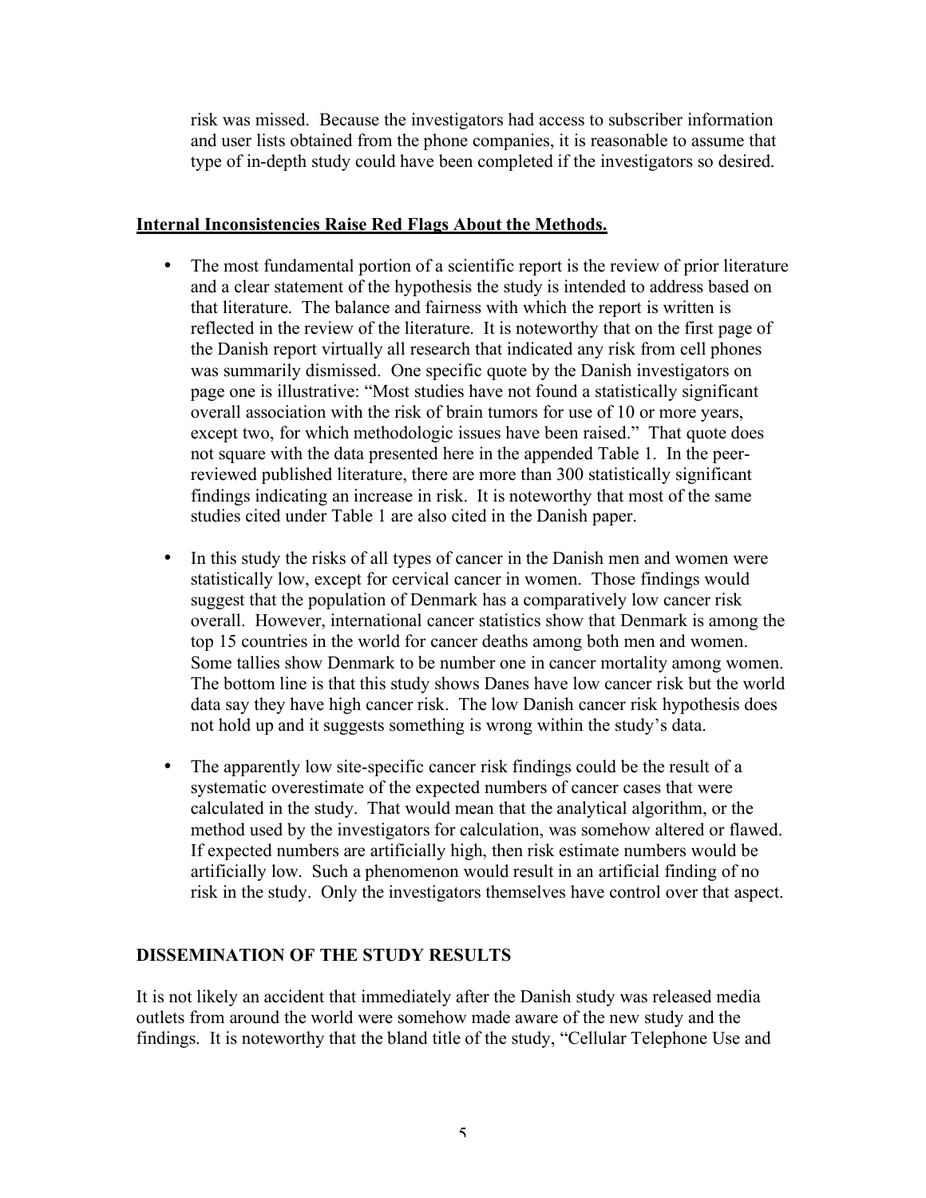risk was missed. Because the investigators had access to subscriber information and user lists obtained from the phone companies, it is reasonable to assume that type of in-depth study could have been completed if the investigators so desired.

**Internal Inconsistencies Raise Red Flags About the Methods.**

- The most fundamental portion of a scientific report is the review of prior literature and a clear statement of the hypothesis the study is intended to address based on that literature. The balance and fairness with which the report is written is reflected in the review of the literature. It is noteworthy that on the first page of the Danish report virtually all research that indicated any risk from cell phones was summarily dismissed. One specific quote by the Danish investigators on page one is illustrative: "Most studies have not found a statistically significant overall association with the risk of brain tumors for use of 10 or more years, except two, for which methodologic issues have been raised." That quote does not square with the data presented here in the appended Table 1. In the peer-reviewed published literature, there are more than 300 statistically significant findings indicating an increase in risk. It is noteworthy that most of the same studies cited under Table 1 are also cited in the Danish paper.
- In this study the risks of all types of cancer in the Danish men and women were statistically low, except for cervical cancer in women. Those findings would suggest that the population of Denmark has a comparatively low cancer risk overall. However, international cancer statistics show that Denmark is among the top 15 countries in the world for cancer deaths among both men and women. Some tallies show Denmark to be number one in cancer mortality among women. The bottom line is that this study shows Danes have low cancer risk but the world data say they have high cancer risk. The low Danish cancer risk hypothesis does not hold up and it suggests something is wrong within the study's data.
- The apparently low site-specific cancer risk findings could be the result of a systematic overestimate of the expected numbers of cancer cases that were calculated in the study. That would mean that the analytical algorithm, or the method used by the investigators for calculation, was somehow altered or flawed. If expected numbers are artificially high, then risk estimate numbers would be artificially low. Such a phenomenon would result in an artificial finding of no risk in the study. Only the investigators themselves have control over that aspect.

**DISSEMINATION OF THE STUDY RESULTS**

It is not likely an accident that immediately after the Danish study was released media outlets from around the world were somehow made aware of the new study and the findings. It is noteworthy that the bland title of the study, "Cellular Telephone Use and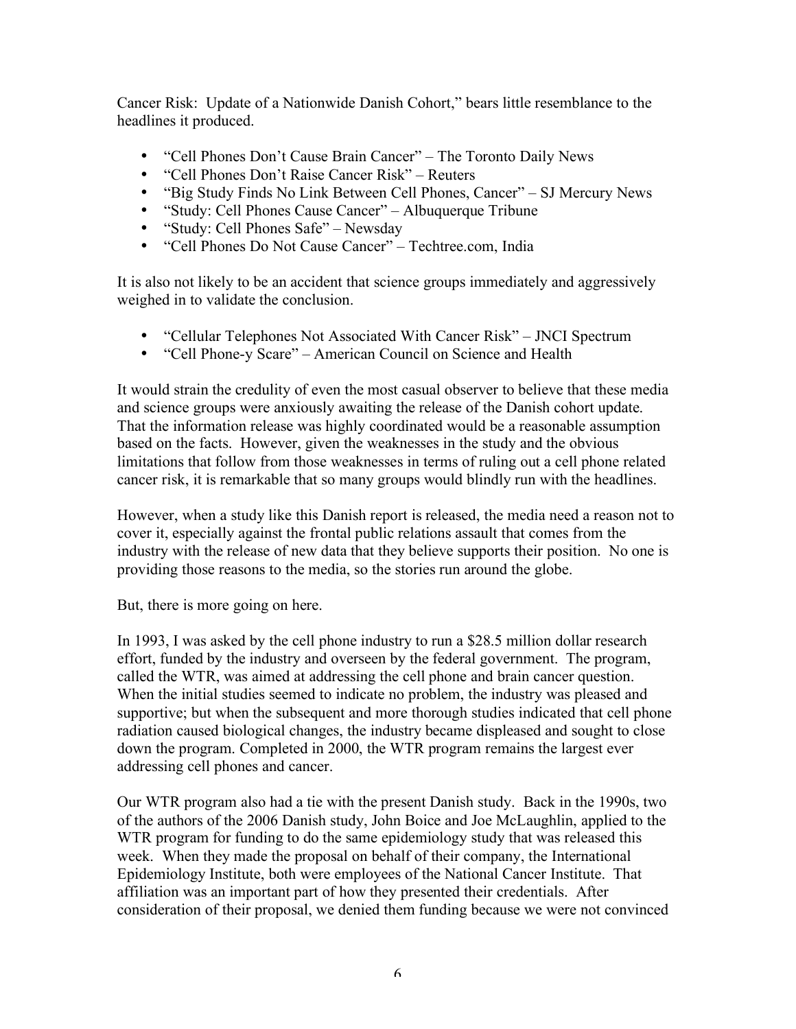Cancer Risk: Update of a Nationwide Danish Cohort," bears little resemblance to the headlines it produced.

- "Cell Phones Don't Cause Brain Cancer" – The Toronto Daily News
- "Cell Phones Don't Raise Cancer Risk" – Reuters
- "Big Study Finds No Link Between Cell Phones, Cancer" – SJ Mercury News
- "Study: Cell Phones Cause Cancer" – Albuquerque Tribune
- "Study: Cell Phones Safe" – Newsday
- "Cell Phones Do Not Cause Cancer" – Techtree.com, India

It is also not likely to be an accident that science groups immediately and aggressively weighed in to validate the conclusion.

- "Cellular Telephones Not Associated With Cancer Risk" – JNCI Spectrum
- "Cell Phone-y Scare" – American Council on Science and Health

It would strain the credulity of even the most casual observer to believe that these media and science groups were anxiously awaiting the release of the Danish cohort update. That the information release was highly coordinated would be a reasonable assumption based on the facts. However, given the weaknesses in the study and the obvious limitations that follow from those weaknesses in terms of ruling out a cell phone related cancer risk, it is remarkable that so many groups would blindly run with the headlines.

However, when a study like this Danish report is released, the media need a reason not to cover it, especially against the frontal public relations assault that comes from the industry with the release of new data that they believe supports their position. No one is providing those reasons to the media, so the stories run around the globe.

But, there is more going on here.

In 1993, I was asked by the cell phone industry to run a $28.5 million dollar research effort, funded by the industry and overseen by the federal government. The program, called the WTR, was aimed at addressing the cell phone and brain cancer question. When the initial studies seemed to indicate no problem, the industry was pleased and supportive; but when the subsequent and more thorough studies indicated that cell phone radiation caused biological changes, the industry became displeased and sought to close down the program. Completed in 2000, the WTR program remains the largest ever addressing cell phones and cancer.

Our WTR program also had a tie with the present Danish study. Back in the 1990s, two of the authors of the 2006 Danish study, John Boice and Joe McLaughlin, applied to the WTR program for funding to do the same epidemiology study that was released this week. When they made the proposal on behalf of their company, the International Epidemiology Institute, both were employees of the National Cancer Institute. That affiliation was an important part of how they presented their credentials. After consideration of their proposal, we denied them funding because we were not convinced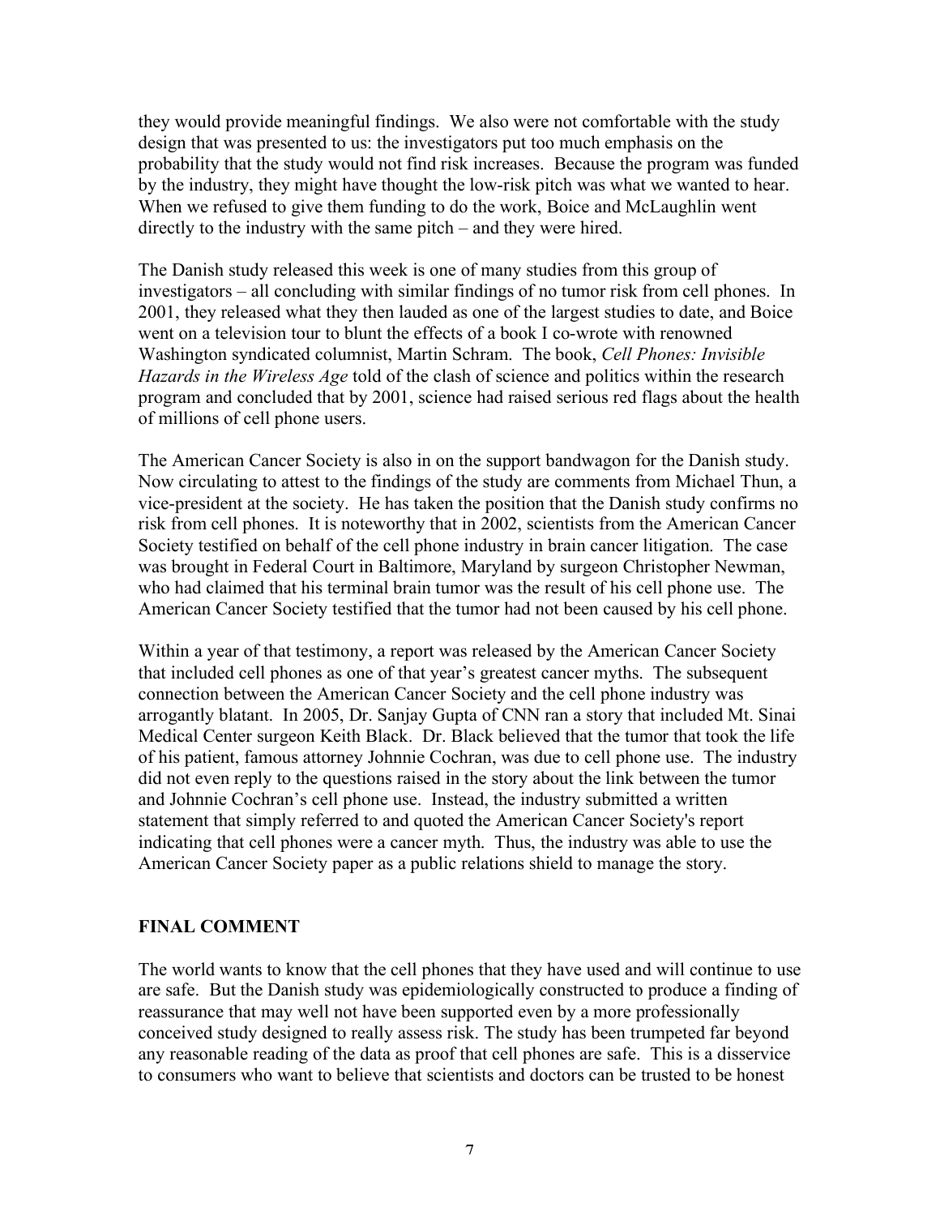they would provide meaningful findings. We also were not comfortable with the study design that was presented to us: the investigators put too much emphasis on the probability that the study would not find risk increases. Because the program was funded by the industry, they might have thought the low-risk pitch was what we wanted to hear. When we refused to give them funding to do the work, Boice and McLaughlin went directly to the industry with the same pitch – and they were hired.

The Danish study released this week is one of many studies from this group of investigators – all concluding with similar findings of no tumor risk from cell phones. In 2001, they released what they then lauded as one of the largest studies to date, and Boice went on a television tour to blunt the effects of a book I co-wrote with renowned Washington syndicated columnist, Martin Schram. The book, *Cell Phones: Invisible Hazards in the Wireless Age* told of the clash of science and politics within the research program and concluded that by 2001, science had raised serious red flags about the health of millions of cell phone users.

The American Cancer Society is also in on the support bandwagon for the Danish study. Now circulating to attest to the findings of the study are comments from Michael Thun, a vice-president at the society. He has taken the position that the Danish study confirms no risk from cell phones. It is noteworthy that in 2002, scientists from the American Cancer Society testified on behalf of the cell phone industry in brain cancer litigation. The case was brought in Federal Court in Baltimore, Maryland by surgeon Christopher Newman, who had claimed that his terminal brain tumor was the result of his cell phone use. The American Cancer Society testified that the tumor had not been caused by his cell phone.

Within a year of that testimony, a report was released by the American Cancer Society that included cell phones as one of that year's greatest cancer myths. The subsequent connection between the American Cancer Society and the cell phone industry was arrogantly blatant. In 2005, Dr. Sanjay Gupta of CNN ran a story that included Mt. Sinai Medical Center surgeon Keith Black. Dr. Black believed that the tumor that took the life of his patient, famous attorney Johnnie Cochran, was due to cell phone use. The industry did not even reply to the questions raised in the story about the link between the tumor and Johnnie Cochran's cell phone use. Instead, the industry submitted a written statement that simply referred to and quoted the American Cancer Society's report indicating that cell phones were a cancer myth. Thus, the industry was able to use the American Cancer Society paper as a public relations shield to manage the story.

## FINAL COMMENT

The world wants to know that the cell phones that they have used and will continue to use are safe. But the Danish study was epidemiologically constructed to produce a finding of reassurance that may well not have been supported even by a more professionally conceived study designed to really assess risk. The study has been trumpeted far beyond any reasonable reading of the data as proof that cell phones are safe. This is a disservice to consumers who want to believe that scientists and doctors can be trusted to be honest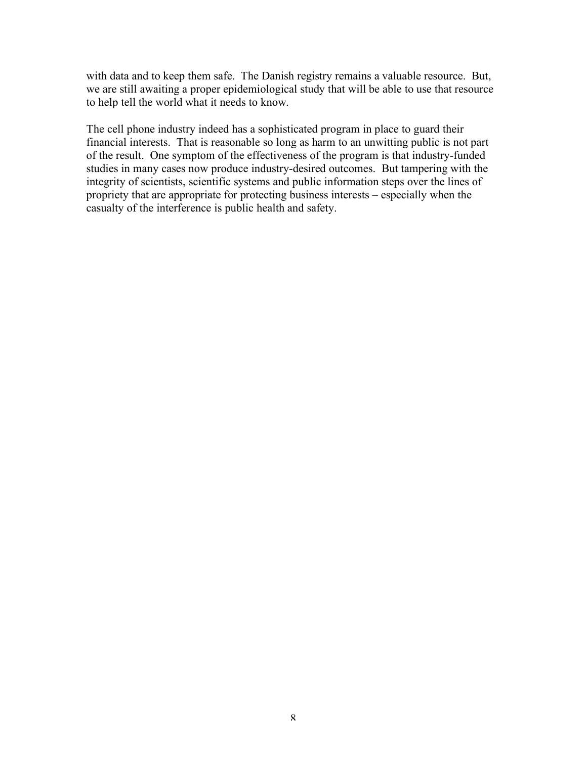with data and to keep them safe. The Danish registry remains a valuable resource. But, we are still awaiting a proper epidemiological study that will be able to use that resource to help tell the world what it needs to know.

The cell phone industry indeed has a sophisticated program in place to guard their financial interests. That is reasonable so long as harm to an unwitting public is not part of the result. One symptom of the effectiveness of the program is that industry-funded studies in many cases now produce industry-desired outcomes. But tampering with the integrity of scientists, scientific systems and public information steps over the lines of propriety that are appropriate for protecting business interests – especially when the casualty of the interference is public health and safety.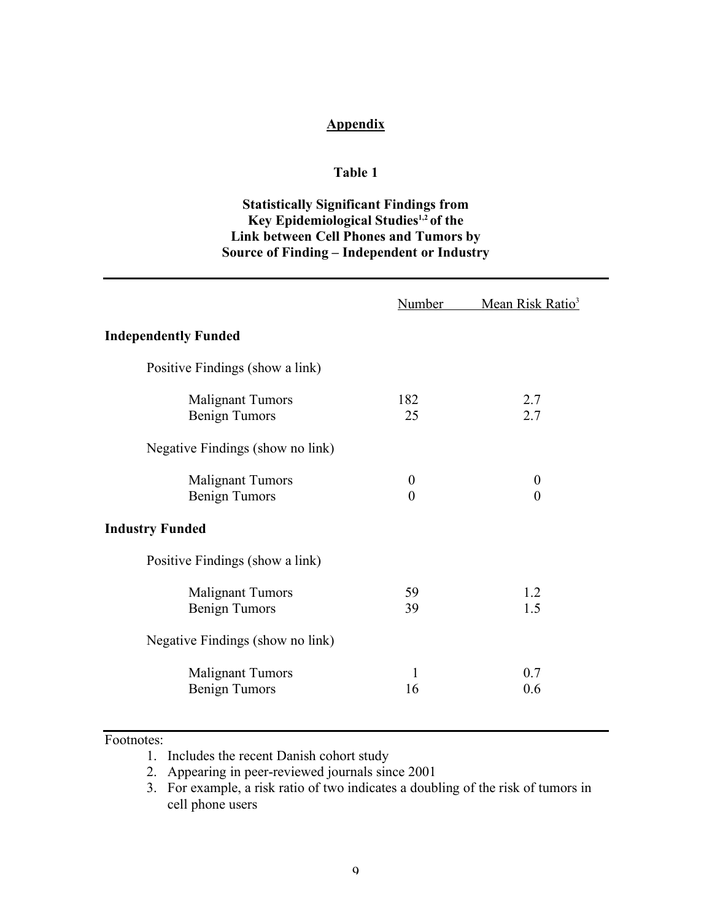# Appendix

## Table 1

### Statistically Significant Findings from Key Epidemiological Studies[1,2] of the Link between Cell Phones and Tumors by Source of Finding – Independent or Industry

| | Number | Mean Risk Ratio[3] |
|---|---|---|
| **Independently Funded** | | |
| Positive Findings (show a link) | | |
| Malignant Tumors | 182 | 2.7 |
| Benign Tumors | 25 | 2.7 |
| Negative Findings (show no link) | | |
| Malignant Tumors | 0 | 0 |
| Benign Tumors | 0 | 0 |
| **Industry Funded** | | |
| Positive Findings (show a link) | | |
| Malignant Tumors | 59 | 1.2 |
| Benign Tumors | 39 | 1.5 |
| Negative Findings (show no link) | | |
| Malignant Tumors | 1 | 0.7 |
| Benign Tumors | 16 | 0.6 |

Footnotes:

1. Includes the recent Danish cohort study
2. Appearing in peer-reviewed journals since 2001
3. For example, a risk ratio of two indicates a doubling of the risk of tumors in cell phone users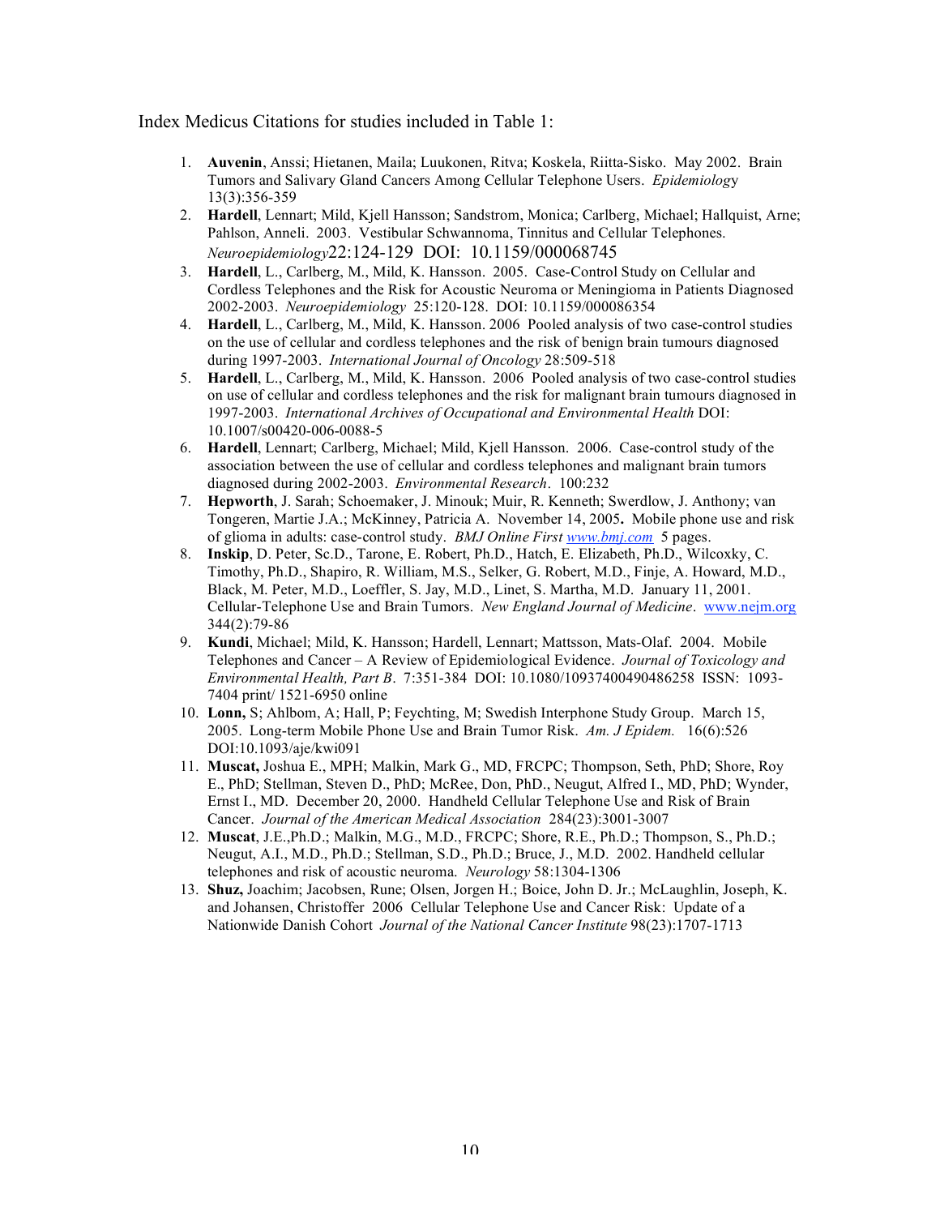Index Medicus Citations for studies included in Table 1:

1. **Auvenin**, Anssi; Hietanen, Maila; Luukonen, Ritva; Koskela, Riitta-Sisko. May 2002. Brain Tumors and Salivary Gland Cancers Among Cellular Telephone Users. *Epidemiology* 13(3):356-359
2. **Hardell**, Lennart; Mild, Kjell Hansson; Sandstrom, Monica; Carlberg, Michael; Hallquist, Arne; Pahlson, Anneli. 2003. Vestibular Schwannoma, Tinnitus and Cellular Telephones. *Neuroepidemiology* 22:124-129 DOI: 10.1159/000068745
3. **Hardell**, L., Carlberg, M., Mild, K. Hansson. 2005. Case-Control Study on Cellular and Cordless Telephones and the Risk for Acoustic Neuroma or Meningioma in Patients Diagnosed 2002-2003. *Neuroepidemiology* 25:120-128. DOI: 10.1159/000086354
4. **Hardell**, L., Carlberg, M., Mild, K. Hansson. 2006 Pooled analysis of two case-control studies on the use of cellular and cordless telephones and the risk of benign brain tumours diagnosed during 1997-2003. *International Journal of Oncology* 28:509-518
5. **Hardell**, L., Carlberg, M., Mild, K. Hansson. 2006 Pooled analysis of two case-control studies on use of cellular and cordless telephones and the risk for malignant brain tumours diagnosed in 1997-2003. *International Archives of Occupational and Environmental Health* DOI: 10.1007/s00420-006-0088-5
6. **Hardell**, Lennart; Carlberg, Michael; Mild, Kjell Hansson. 2006. Case-control study of the association between the use of cellular and cordless telephones and malignant brain tumors diagnosed during 2002-2003. *Environmental Research*. 100:232
7. **Hepworth**, J. Sarah; Schoemaker, J. Minouk; Muir, R. Kenneth; Swerdlow, J. Anthony; van Tongeren, Martie J.A.; McKinney, Patricia A. November 14, 2005**.** Mobile phone use and risk of glioma in adults: case-control study. *BMJ Online First* www.bmj.com 5 pages.
8. **Inskip**, D. Peter, Sc.D., Tarone, E. Robert, Ph.D., Hatch, E. Elizabeth, Ph.D., Wilcoxky, C. Timothy, Ph.D., Shapiro, R. William, M.S., Selker, G. Robert, M.D., Finje, A. Howard, M.D., Black, M. Peter, M.D., Loeffler, S. Jay, M.D., Linet, S. Martha, M.D. January 11, 2001. Cellular-Telephone Use and Brain Tumors. *New England Journal of Medicine*. www.nejm.org 344(2):79-86
9. **Kundi**, Michael; Mild, K. Hansson; Hardell, Lennart; Mattsson, Mats-Olaf. 2004. Mobile Telephones and Cancer – A Review of Epidemiological Evidence. *Journal of Toxicology and Environmental Health, Part B*. 7:351-384 DOI: 10.1080/10937400490486258 ISSN: 1093-7404 print/ 1521-6950 online
10. **Lonn,** S; Ahlbom, A; Hall, P; Feychting, M; Swedish Interphone Study Group. March 15, 2005. Long-term Mobile Phone Use and Brain Tumor Risk. *Am. J Epidem.* 16(6):526 DOI:10.1093/aje/kwi091
11. **Muscat,** Joshua E., MPH; Malkin, Mark G., MD, FRCPC; Thompson, Seth, PhD; Shore, Roy E., PhD; Stellman, Steven D., PhD; McRee, Don, PhD., Neugut, Alfred I., MD, PhD; Wynder, Ernst I., MD. December 20, 2000. Handheld Cellular Telephone Use and Risk of Brain Cancer. *Journal of the American Medical Association* 284(23):3001-3007
12. **Muscat**, J.E.,Ph.D.; Malkin, M.G., M.D., FRCPC; Shore, R.E., Ph.D.; Thompson, S., Ph.D.; Neugut, A.I., M.D., Ph.D.; Stellman, S.D., Ph.D.; Bruce, J., M.D. 2002. Handheld cellular telephones and risk of acoustic neuroma. *Neurology* 58:1304-1306
13. **Shuz,** Joachim; Jacobsen, Rune; Olsen, Jorgen H.; Boice, John D. Jr.; McLaughlin, Joseph, K. and Johansen, Christoffer 2006 Cellular Telephone Use and Cancer Risk: Update of a Nationwide Danish Cohort *Journal of the National Cancer Institute* 98(23):1707-1713